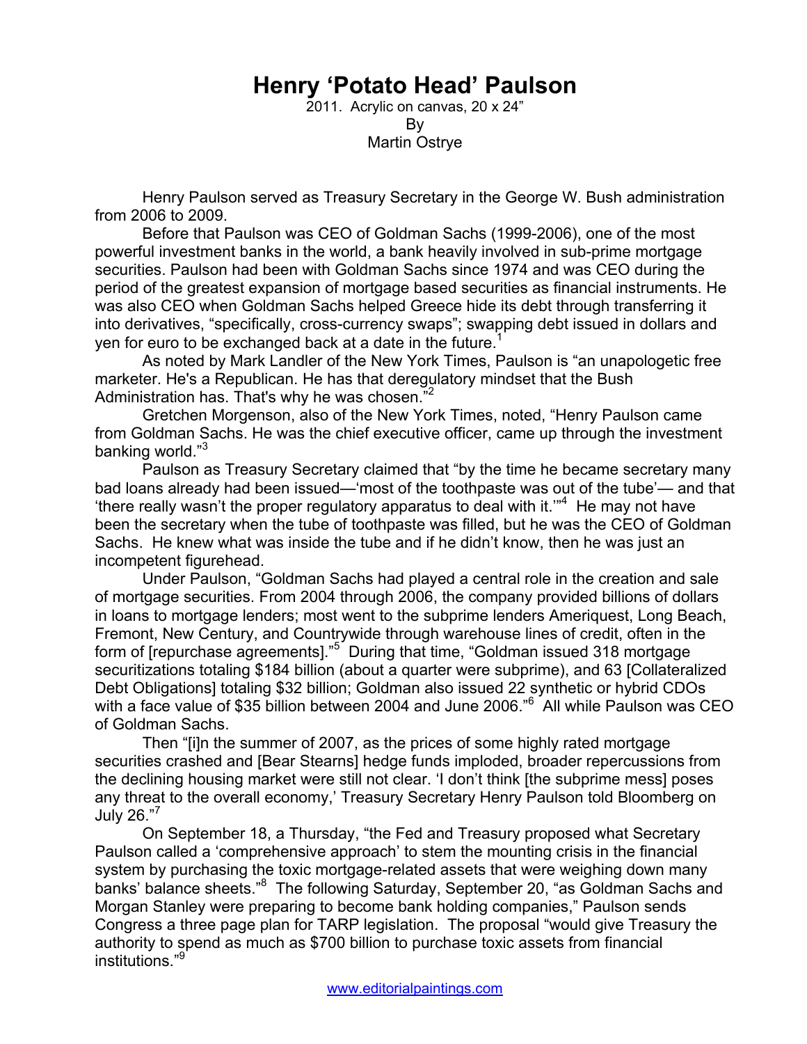# Henry 'Potato Head' Paulson

2011. Acrylic on canvas, 20 x 24"
By
Martin Ostrye

Henry Paulson served as Treasury Secretary in the George W. Bush administration from 2006 to 2009.

Before that Paulson was CEO of Goldman Sachs (1999-2006), one of the most powerful investment banks in the world, a bank heavily involved in sub-prime mortgage securities. Paulson had been with Goldman Sachs since 1974 and was CEO during the period of the greatest expansion of mortgage based securities as financial instruments. He was also CEO when Goldman Sachs helped Greece hide its debt through transferring it into derivatives, "specifically, cross-currency swaps"; swapping debt issued in dollars and yen for euro to be exchanged back at a date in the future.[1]

As noted by Mark Landler of the New York Times, Paulson is "an unapologetic free marketer. He's a Republican. He has that deregulatory mindset that the Bush Administration has. That's why he was chosen."[2]

Gretchen Morgenson, also of the New York Times, noted, "Henry Paulson came from Goldman Sachs. He was the chief executive officer, came up through the investment banking world."[3]

Paulson as Treasury Secretary claimed that "by the time he became secretary many bad loans already had been issued—'most of the toothpaste was out of the tube'— and that 'there really wasn't the proper regulatory apparatus to deal with it.'"[4] He may not have been the secretary when the tube of toothpaste was filled, but he was the CEO of Goldman Sachs. He knew what was inside the tube and if he didn't know, then he was just an incompetent figurehead.

Under Paulson, "Goldman Sachs had played a central role in the creation and sale of mortgage securities. From 2004 through 2006, the company provided billions of dollars in loans to mortgage lenders; most went to the subprime lenders Ameriquest, Long Beach, Fremont, New Century, and Countrywide through warehouse lines of credit, often in the form of [repurchase agreements]."[5] During that time, "Goldman issued 318 mortgage securitizations totaling $184 billion (about a quarter were subprime), and 63 [Collateralized Debt Obligations] totaling $32 billion; Goldman also issued 22 synthetic or hybrid CDOs with a face value of $35 billion between 2004 and June 2006."[6] All while Paulson was CEO of Goldman Sachs.

Then "[i]n the summer of 2007, as the prices of some highly rated mortgage securities crashed and [Bear Stearns] hedge funds imploded, broader repercussions from the declining housing market were still not clear. 'I don't think [the subprime mess] poses any threat to the overall economy,' Treasury Secretary Henry Paulson told Bloomberg on July 26."[7]

On September 18, a Thursday, "the Fed and Treasury proposed what Secretary Paulson called a 'comprehensive approach' to stem the mounting crisis in the financial system by purchasing the toxic mortgage-related assets that were weighing down many banks' balance sheets."[8] The following Saturday, September 20, "as Goldman Sachs and Morgan Stanley were preparing to become bank holding companies," Paulson sends Congress a three page plan for TARP legislation. The proposal "would give Treasury the authority to spend as much as $700 billion to purchase toxic assets from financial institutions."[9]

www.editorialpaintings.com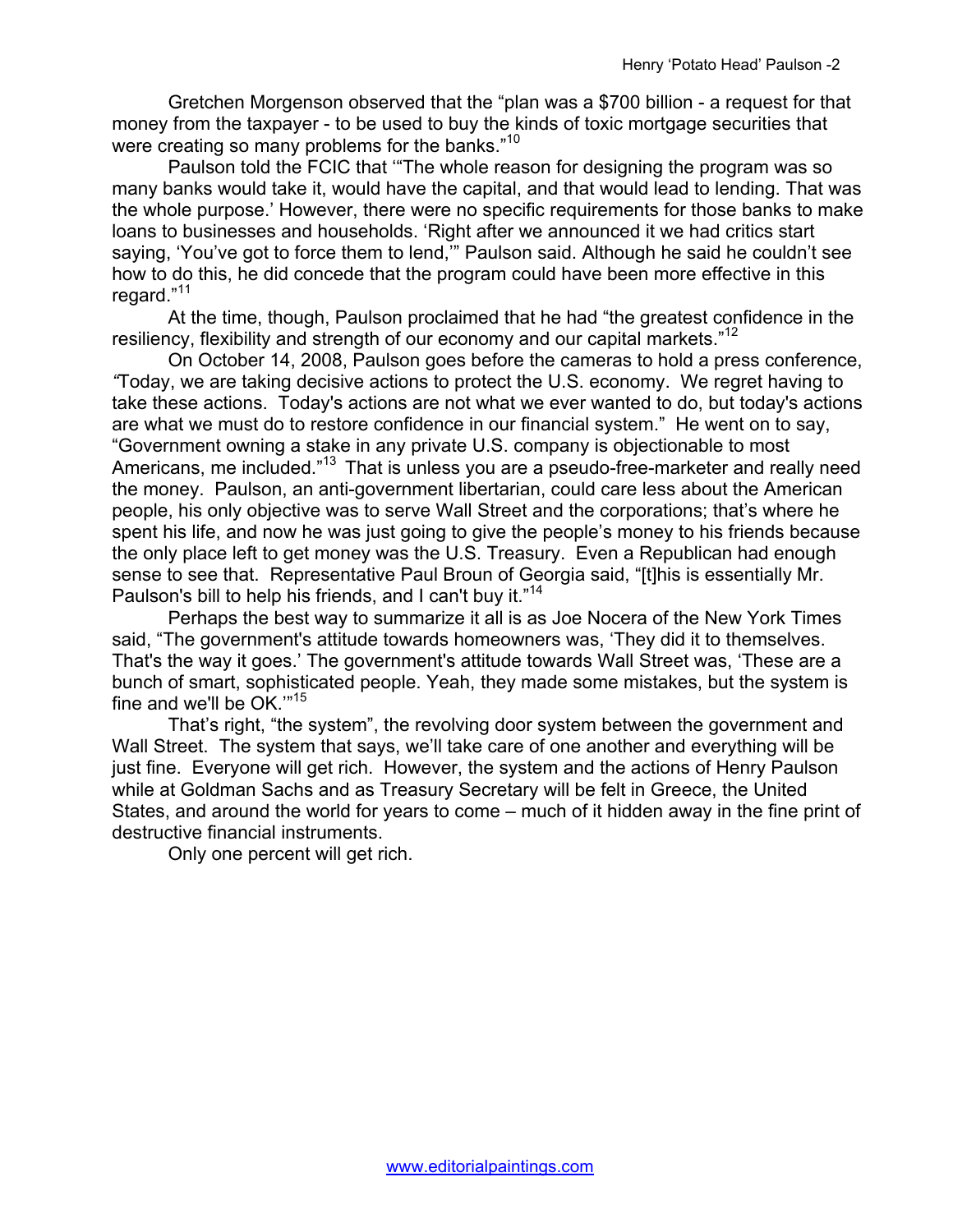Gretchen Morgenson observed that the "plan was a $700 billion - a request for that money from the taxpayer - to be used to buy the kinds of toxic mortgage securities that were creating so many problems for the banks."[10]

Paulson told the FCIC that '"The whole reason for designing the program was so many banks would take it, would have the capital, and that would lead to lending. That was the whole purpose.' However, there were no specific requirements for those banks to make loans to businesses and households. 'Right after we announced it we had critics start saying, 'You've got to force them to lend,'" Paulson said. Although he said he couldn't see how to do this, he did concede that the program could have been more effective in this regard."[11]

At the time, though, Paulson proclaimed that he had "the greatest confidence in the resiliency, flexibility and strength of our economy and our capital markets."[12]

On October 14, 2008, Paulson goes before the cameras to hold a press conference, "Today, we are taking decisive actions to protect the U.S. economy. We regret having to take these actions. Today's actions are not what we ever wanted to do, but today's actions are what we must do to restore confidence in our financial system." He went on to say, "Government owning a stake in any private U.S. company is objectionable to most Americans, me included."[13] That is unless you are a pseudo-free-marketer and really need the money. Paulson, an anti-government libertarian, could care less about the American people, his only objective was to serve Wall Street and the corporations; that's where he spent his life, and now he was just going to give the people's money to his friends because the only place left to get money was the U.S. Treasury. Even a Republican had enough sense to see that. Representative Paul Broun of Georgia said, "[t]his is essentially Mr. Paulson's bill to help his friends, and I can't buy it."[14]

Perhaps the best way to summarize it all is as Joe Nocera of the New York Times said, "The government's attitude towards homeowners was, 'They did it to themselves. That's the way it goes.' The government's attitude towards Wall Street was, 'These are a bunch of smart, sophisticated people. Yeah, they made some mistakes, but the system is fine and we'll be OK.'"[15]

That's right, "the system", the revolving door system between the government and Wall Street. The system that says, we'll take care of one another and everything will be just fine. Everyone will get rich. However, the system and the actions of Henry Paulson while at Goldman Sachs and as Treasury Secretary will be felt in Greece, the United States, and around the world for years to come – much of it hidden away in the fine print of destructive financial instruments.

Only one percent will get rich.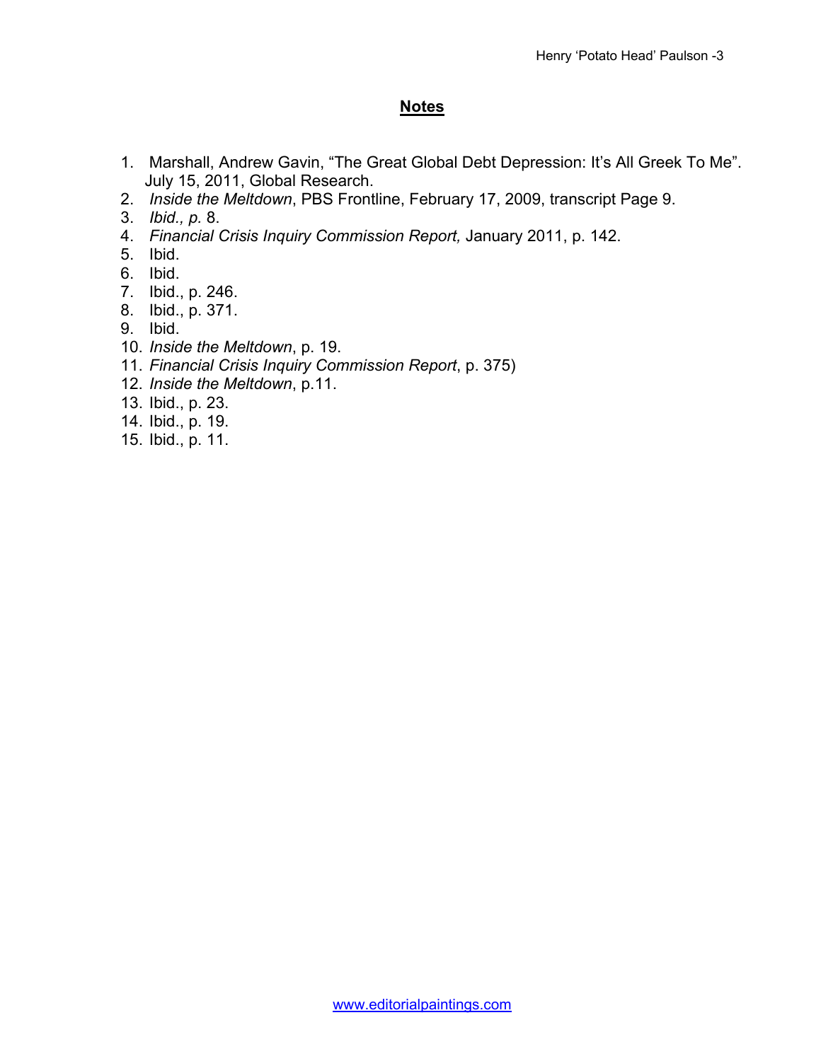## Notes

1. Marshall, Andrew Gavin, “The Great Global Debt Depression: It’s All Greek To Me”. July 15, 2011, Global Research.
2. *Inside the Meltdown*, PBS Frontline, February 17, 2009, transcript Page 9.
3. *Ibid., p.* 8.
4. *Financial Crisis Inquiry Commission Report,* January 2011, p. 142.
5. Ibid.
6. Ibid.
7. Ibid., p. 246.
8. Ibid., p. 371.
9. Ibid.
10. *Inside the Meltdown*, p. 19.
11. *Financial Crisis Inquiry Commission Report*, p. 375)
12. *Inside the Meltdown*, p.11.
13. Ibid., p. 23.
14. Ibid., p. 19.
15. Ibid., p. 11.

www.editorialpaintings.com